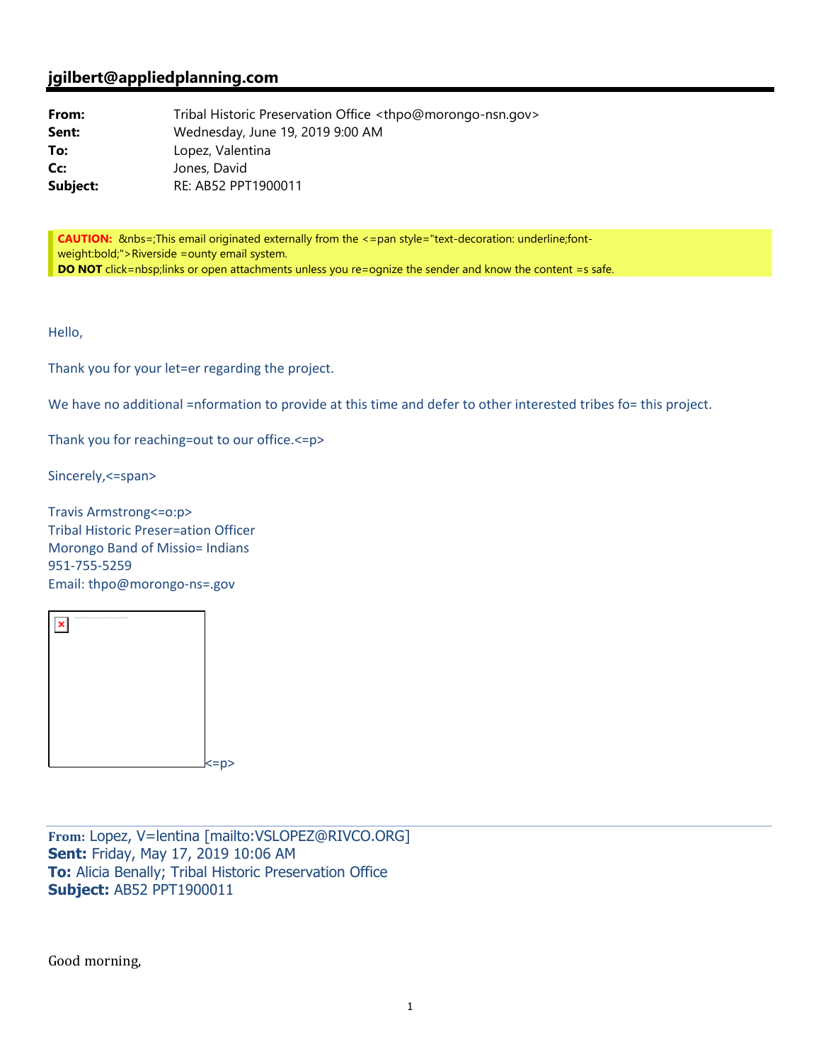## jgilbert@appliedplanning.com

**From:** Tribal Historic Preservation Office <thpo@morongo-nsn.gov>
**Sent:** Wednesday, June 19, 2019 9:00 AM
**To:** Lopez, Valentina
**Cc:** Jones, David
**Subject:** RE: AB52 PPT1900011

**CAUTION:** &nbs=;This email originated externally from the <=pan style="text-decoration: underline;font-weight:bold;">Riverside =ounty email system.
**DO NOT** click=nbsp;links or open attachments unless you re=ognize the sender and know the content =s safe.

Hello,

Thank you for your let=er regarding the project.

We have no additional =nformation to provide at this time and defer to other interested tribes fo= this project.

Thank you for reaching=out to our office.<=p>

Sincerely,<=span>

Travis Armstrong<=o:p>
Tribal Historic Preser=ation Officer
Morongo Band of Missio= Indians
951-755-5259
Email: thpo@morongo-ns=.gov

<=p>

**From:** Lopez, V=lentina [mailto:VSLOPEZ@RIVCO.ORG]
**Sent:** Friday, May 17, 2019 10:06 AM
**To:** Alicia Benally; Tribal Historic Preservation Office
**Subject:** AB52 PPT1900011

Good morning,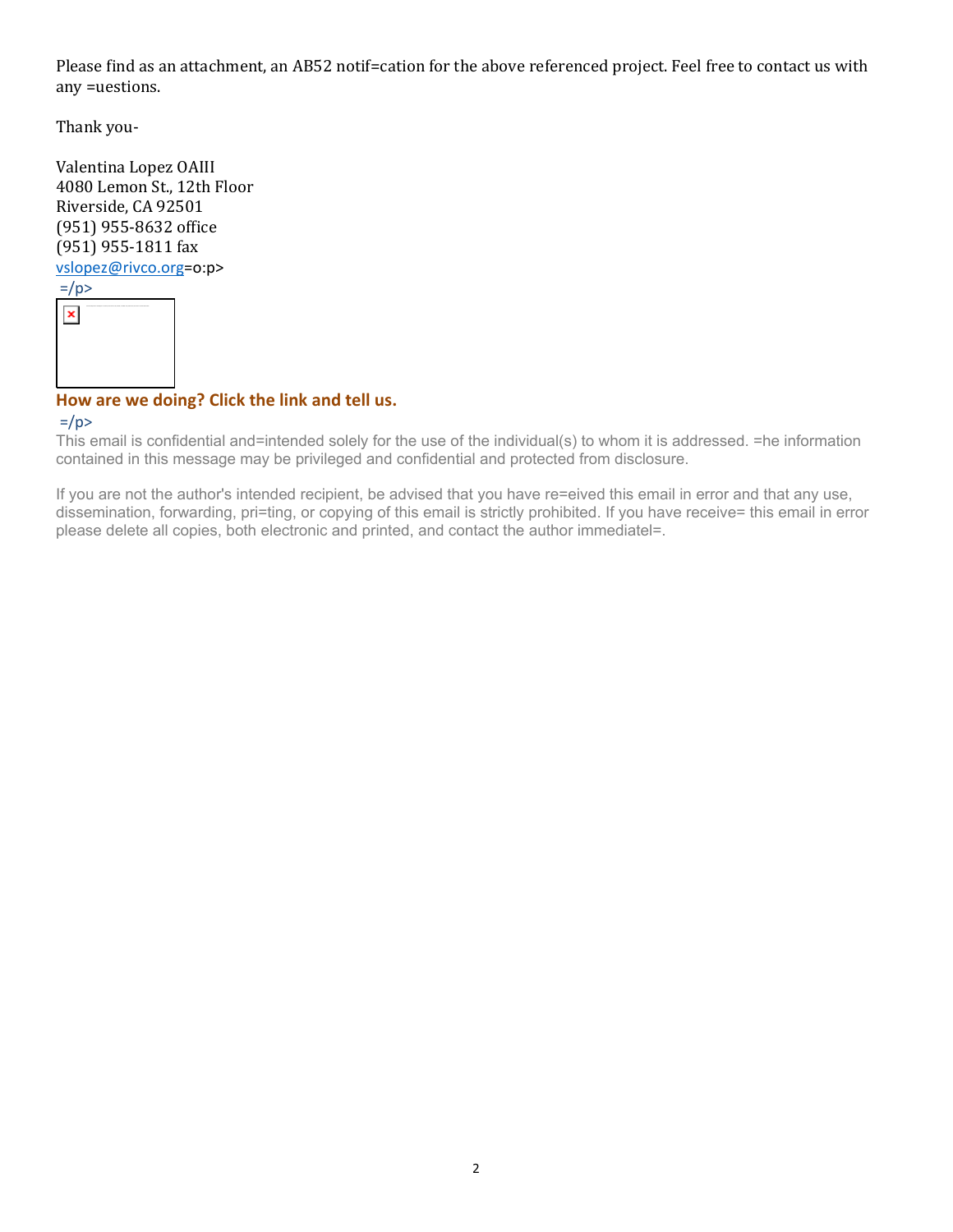Please find as an attachment, an AB52 notif=cation for the above referenced project. Feel free to contact us with any =uestions.

Thank you-

Valentina Lopez OAIII
4080 Lemon St., 12th Floor
Riverside, CA 92501
(951) 955-8632 office
(951) 955-1811 fax
vslopez@rivco.org=o:p>
=/p>

**How are we doing? Click the link and tell us.**
=/p>
This email is confidential and=intended solely for the use of the individual(s) to whom it is addressed. =he information contained in this message may be privileged and confidential and protected from disclosure.

If you are not the author's intended recipient, be advised that you have re=eived this email in error and that any use, dissemination, forwarding, pri=ting, or copying of this email is strictly prohibited. If you have receive= this email in error please delete all copies, both electronic and printed, and contact the author immediatel=.